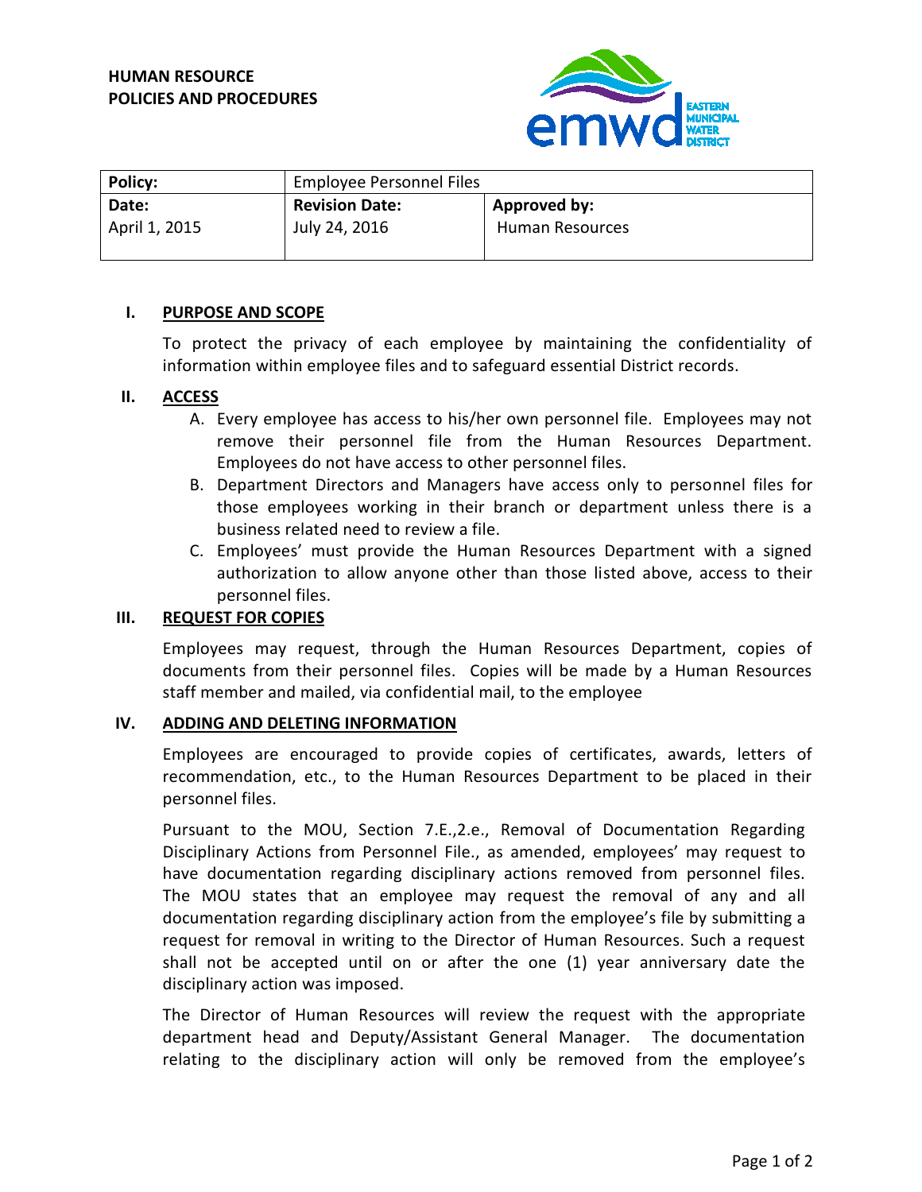**HUMAN RESOURCE**
**POLICIES AND PROCEDURES**

EASTERN MUNICIPAL WATER DISTRICT

| **Policy:** | Employee Personnel Files | |
|---|---|---|
| **Date:** April 1, 2015 | **Revision Date:** July 24, 2016 | **Approved by:** Human Resources |

## I. PURPOSE AND SCOPE

To protect the privacy of each employee by maintaining the confidentiality of information within employee files and to safeguard essential District records.

## II. ACCESS

A. Every employee has access to his/her own personnel file. Employees may not remove their personnel file from the Human Resources Department. Employees do not have access to other personnel files.

B. Department Directors and Managers have access only to personnel files for those employees working in their branch or department unless there is a business related need to review a file.

C. Employees' must provide the Human Resources Department with a signed authorization to allow anyone other than those listed above, access to their personnel files.

## III. REQUEST FOR COPIES

Employees may request, through the Human Resources Department, copies of documents from their personnel files. Copies will be made by a Human Resources staff member and mailed, via confidential mail, to the employee

## IV. ADDING AND DELETING INFORMATION

Employees are encouraged to provide copies of certificates, awards, letters of recommendation, etc., to the Human Resources Department to be placed in their personnel files.

Pursuant to the MOU, Section 7.E.,2.e., Removal of Documentation Regarding Disciplinary Actions from Personnel File., as amended, employees' may request to have documentation regarding disciplinary actions removed from personnel files. The MOU states that an employee may request the removal of any and all documentation regarding disciplinary action from the employee's file by submitting a request for removal in writing to the Director of Human Resources. Such a request shall not be accepted until on or after the one (1) year anniversary date the disciplinary action was imposed.

The Director of Human Resources will review the request with the appropriate department head and Deputy/Assistant General Manager. The documentation relating to the disciplinary action will only be removed from the employee's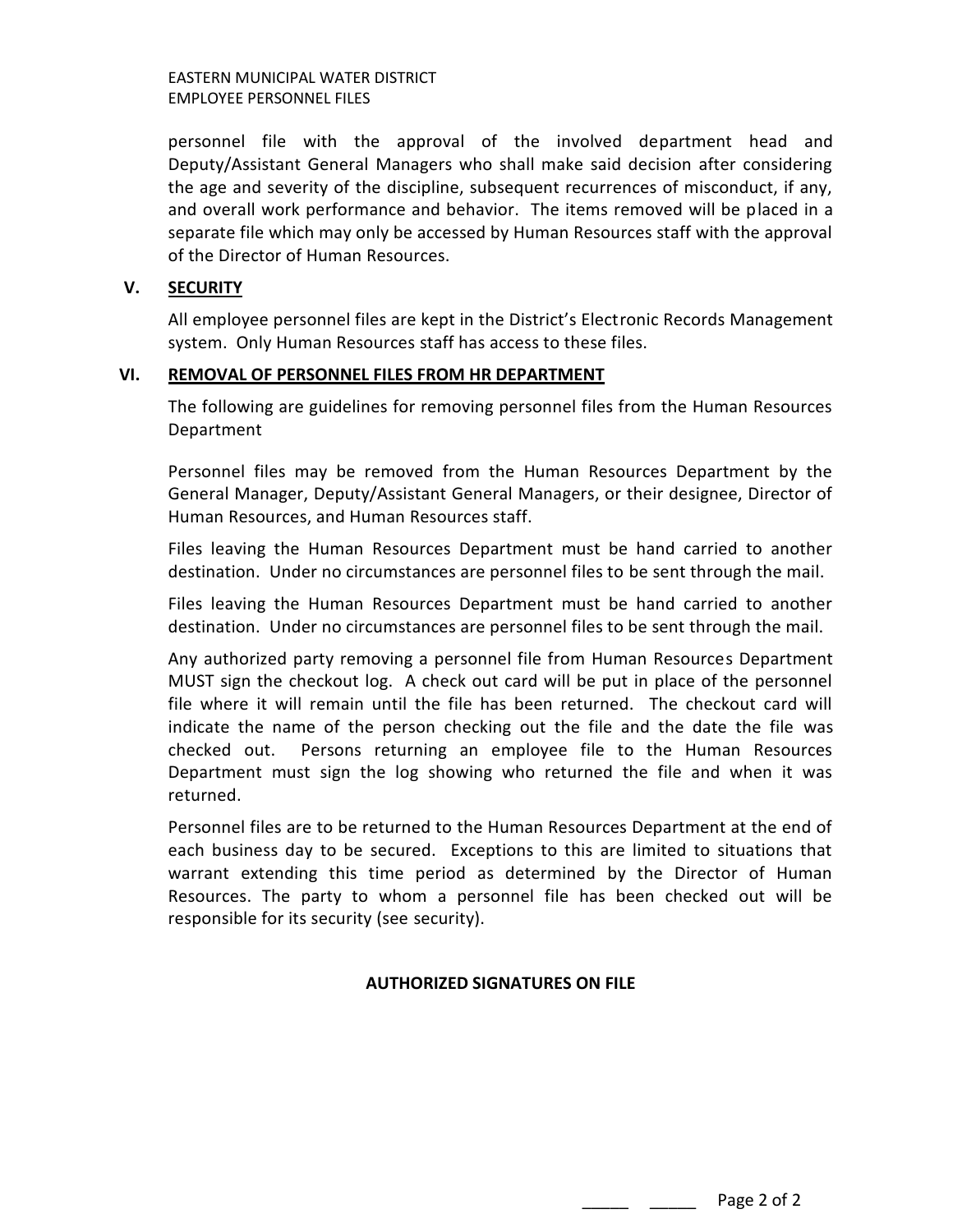personnel file with the approval of the involved department head and Deputy/Assistant General Managers who shall make said decision after considering the age and severity of the discipline, subsequent recurrences of misconduct, if any, and overall work performance and behavior. The items removed will be placed in a separate file which may only be accessed by Human Resources staff with the approval of the Director of Human Resources.

## V. SECURITY

All employee personnel files are kept in the District's Electronic Records Management system. Only Human Resources staff has access to these files.

## VI. REMOVAL OF PERSONNEL FILES FROM HR DEPARTMENT

The following are guidelines for removing personnel files from the Human Resources Department

Personnel files may be removed from the Human Resources Department by the General Manager, Deputy/Assistant General Managers, or their designee, Director of Human Resources, and Human Resources staff.

Files leaving the Human Resources Department must be hand carried to another destination. Under no circumstances are personnel files to be sent through the mail.

Files leaving the Human Resources Department must be hand carried to another destination. Under no circumstances are personnel files to be sent through the mail.

Any authorized party removing a personnel file from Human Resources Department MUST sign the checkout log. A check out card will be put in place of the personnel file where it will remain until the file has been returned. The checkout card will indicate the name of the person checking out the file and the date the file was checked out. Persons returning an employee file to the Human Resources Department must sign the log showing who returned the file and when it was returned.

Personnel files are to be returned to the Human Resources Department at the end of each business day to be secured. Exceptions to this are limited to situations that warrant extending this time period as determined by the Director of Human Resources. The party to whom a personnel file has been checked out will be responsible for its security (see security).

**AUTHORIZED SIGNATURES ON FILE**

_____ _____